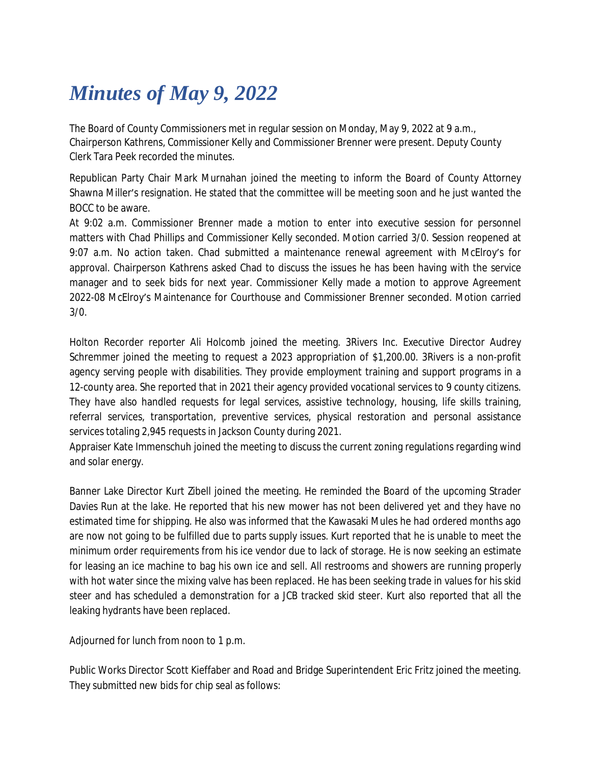# *Minutes of May 9, 2022*

The Board of County Commissioners met in regular session on Monday, May 9, 2022 at 9 a.m., Chairperson Kathrens, Commissioner Kelly and Commissioner Brenner were present. Deputy County Clerk Tara Peek recorded the minutes.

Republican Party Chair Mark Murnahan joined the meeting to inform the Board of County Attorney Shawna Miller's resignation. He stated that the committee will be meeting soon and he just wanted the BOCC to be aware.

At 9:02 a.m. Commissioner Brenner made a motion to enter into executive session for personnel matters with Chad Phillips and Commissioner Kelly seconded. Motion carried 3/0. Session reopened at 9:07 a.m. No action taken. Chad submitted a maintenance renewal agreement with McElroy's for approval. Chairperson Kathrens asked Chad to discuss the issues he has been having with the service manager and to seek bids for next year. Commissioner Kelly made a motion to approve Agreement 2022-08 McElroy's Maintenance for Courthouse and Commissioner Brenner seconded. Motion carried 3/0.

Holton Recorder reporter Ali Holcomb joined the meeting. 3Rivers Inc. Executive Director Audrey Schremmer joined the meeting to request a 2023 appropriation of $1,200.00. 3Rivers is a non-profit agency serving people with disabilities. They provide employment training and support programs in a 12-county area. She reported that in 2021 their agency provided vocational services to 9 county citizens. They have also handled requests for legal services, assistive technology, housing, life skills training, referral services, transportation, preventive services, physical restoration and personal assistance services totaling 2,945 requests in Jackson County during 2021.

Appraiser Kate Immenschuh joined the meeting to discuss the current zoning regulations regarding wind and solar energy.

Banner Lake Director Kurt Zibell joined the meeting. He reminded the Board of the upcoming Strader Davies Run at the lake. He reported that his new mower has not been delivered yet and they have no estimated time for shipping. He also was informed that the Kawasaki Mules he had ordered months ago are now not going to be fulfilled due to parts supply issues. Kurt reported that he is unable to meet the minimum order requirements from his ice vendor due to lack of storage. He is now seeking an estimate for leasing an ice machine to bag his own ice and sell. All restrooms and showers are running properly with hot water since the mixing valve has been replaced. He has been seeking trade in values for his skid steer and has scheduled a demonstration for a JCB tracked skid steer. Kurt also reported that all the leaking hydrants have been replaced.

Adjourned for lunch from noon to 1 p.m.

Public Works Director Scott Kieffaber and Road and Bridge Superintendent Eric Fritz joined the meeting. They submitted new bids for chip seal as follows: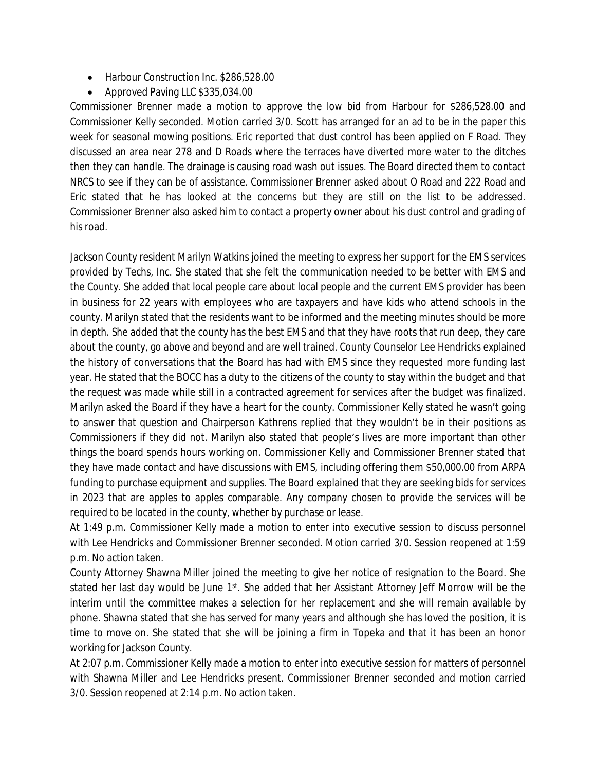- Harbour Construction Inc. $286,528.00
- Approved Paving LLC $335,034.00

Commissioner Brenner made a motion to approve the low bid from Harbour for $286,528.00 and Commissioner Kelly seconded. Motion carried 3/0. Scott has arranged for an ad to be in the paper this week for seasonal mowing positions. Eric reported that dust control has been applied on F Road. They discussed an area near 278 and D Roads where the terraces have diverted more water to the ditches then they can handle. The drainage is causing road wash out issues. The Board directed them to contact NRCS to see if they can be of assistance. Commissioner Brenner asked about O Road and 222 Road and Eric stated that he has looked at the concerns but they are still on the list to be addressed. Commissioner Brenner also asked him to contact a property owner about his dust control and grading of his road.

Jackson County resident Marilyn Watkins joined the meeting to express her support for the EMS services provided by Techs, Inc. She stated that she felt the communication needed to be better with EMS and the County. She added that local people care about local people and the current EMS provider has been in business for 22 years with employees who are taxpayers and have kids who attend schools in the county. Marilyn stated that the residents want to be informed and the meeting minutes should be more in depth. She added that the county has the best EMS and that they have roots that run deep, they care about the county, go above and beyond and are well trained. County Counselor Lee Hendricks explained the history of conversations that the Board has had with EMS since they requested more funding last year. He stated that the BOCC has a duty to the citizens of the county to stay within the budget and that the request was made while still in a contracted agreement for services after the budget was finalized. Marilyn asked the Board if they have a heart for the county. Commissioner Kelly stated he wasn't going to answer that question and Chairperson Kathrens replied that they wouldn't be in their positions as Commissioners if they did not. Marilyn also stated that people's lives are more important than other things the board spends hours working on. Commissioner Kelly and Commissioner Brenner stated that they have made contact and have discussions with EMS, including offering them $50,000.00 from ARPA funding to purchase equipment and supplies. The Board explained that they are seeking bids for services in 2023 that are apples to apples comparable. Any company chosen to provide the services will be required to be located in the county, whether by purchase or lease.

At 1:49 p.m. Commissioner Kelly made a motion to enter into executive session to discuss personnel with Lee Hendricks and Commissioner Brenner seconded. Motion carried 3/0. Session reopened at 1:59 p.m. No action taken.

County Attorney Shawna Miller joined the meeting to give her notice of resignation to the Board. She stated her last day would be June 1st. She added that her Assistant Attorney Jeff Morrow will be the interim until the committee makes a selection for her replacement and she will remain available by phone. Shawna stated that she has served for many years and although she has loved the position, it is time to move on. She stated that she will be joining a firm in Topeka and that it has been an honor working for Jackson County.

At 2:07 p.m. Commissioner Kelly made a motion to enter into executive session for matters of personnel with Shawna Miller and Lee Hendricks present. Commissioner Brenner seconded and motion carried 3/0. Session reopened at 2:14 p.m. No action taken.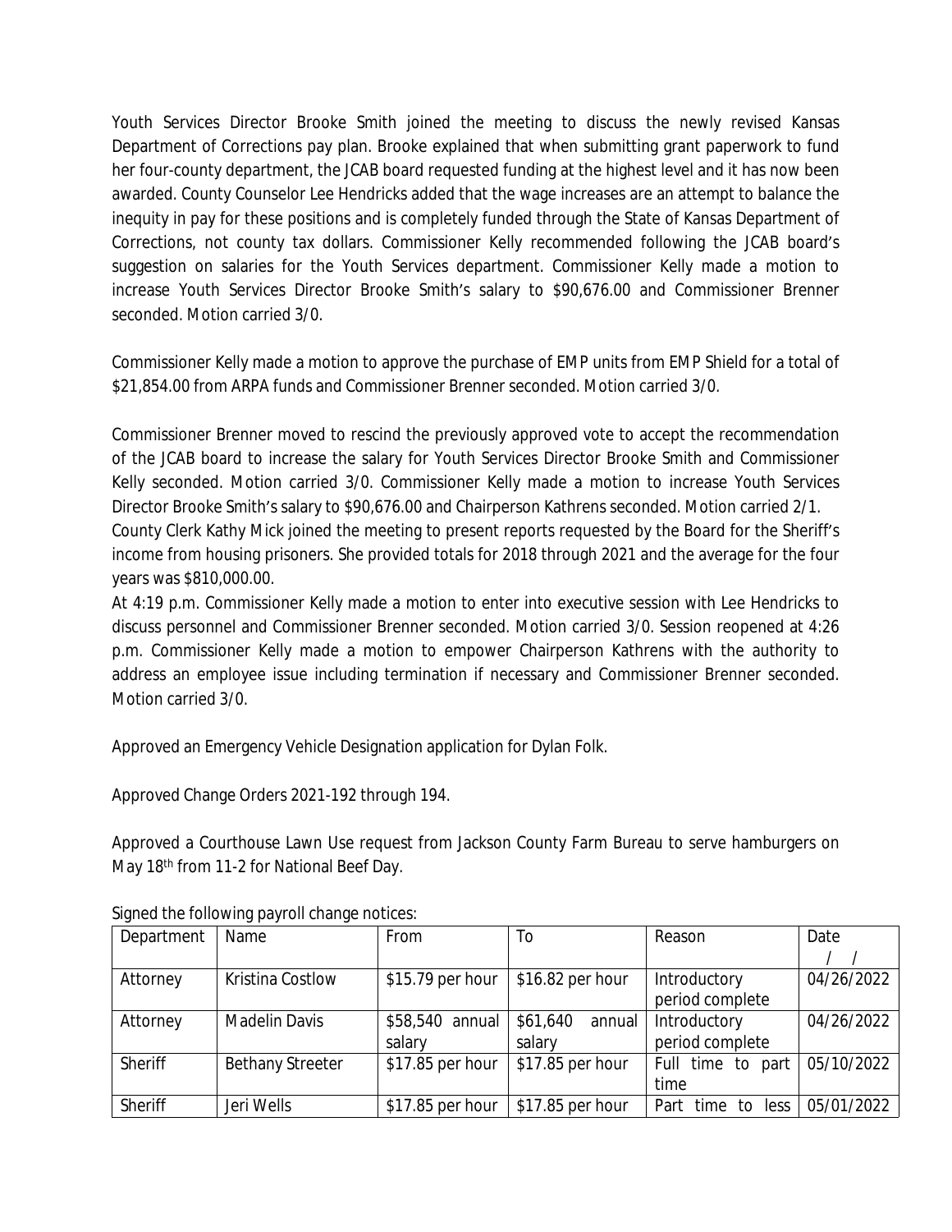Youth Services Director Brooke Smith joined the meeting to discuss the newly revised Kansas Department of Corrections pay plan. Brooke explained that when submitting grant paperwork to fund her four-county department, the JCAB board requested funding at the highest level and it has now been awarded. County Counselor Lee Hendricks added that the wage increases are an attempt to balance the inequity in pay for these positions and is completely funded through the State of Kansas Department of Corrections, not county tax dollars. Commissioner Kelly recommended following the JCAB board's suggestion on salaries for the Youth Services department. Commissioner Kelly made a motion to increase Youth Services Director Brooke Smith's salary to $90,676.00 and Commissioner Brenner seconded. Motion carried 3/0.

Commissioner Kelly made a motion to approve the purchase of EMP units from EMP Shield for a total of $21,854.00 from ARPA funds and Commissioner Brenner seconded. Motion carried 3/0.

Commissioner Brenner moved to rescind the previously approved vote to accept the recommendation of the JCAB board to increase the salary for Youth Services Director Brooke Smith and Commissioner Kelly seconded. Motion carried 3/0. Commissioner Kelly made a motion to increase Youth Services Director Brooke Smith's salary to $90,676.00 and Chairperson Kathrens seconded. Motion carried 2/1.

County Clerk Kathy Mick joined the meeting to present reports requested by the Board for the Sheriff's income from housing prisoners. She provided totals for 2018 through 2021 and the average for the four years was $810,000.00.

At 4:19 p.m. Commissioner Kelly made a motion to enter into executive session with Lee Hendricks to discuss personnel and Commissioner Brenner seconded. Motion carried 3/0. Session reopened at 4:26 p.m. Commissioner Kelly made a motion to empower Chairperson Kathrens with the authority to address an employee issue including termination if necessary and Commissioner Brenner seconded. Motion carried 3/0.

Approved an Emergency Vehicle Designation application for Dylan Folk.

Approved Change Orders 2021-192 through 194.

Approved a Courthouse Lawn Use request from Jackson County Farm Bureau to serve hamburgers on May 18th from 11-2 for National Beef Day.

Signed the following payroll change notices:

| Department | Name | From | To | Reason | Date / / |
|---|---|---|---|---|---|
| Attorney | Kristina Costlow | $15.79 per hour | $16.82 per hour | Introductory period complete | 04/26/2022 |
| Attorney | Madelin Davis | $58,540 annual salary | $61,640 annual salary | Introductory period complete | 04/26/2022 |
| Sheriff | Bethany Streeter | $17.85 per hour | $17.85 per hour | Full time to part time | 05/10/2022 |
| Sheriff | Jeri Wells | $17.85 per hour | $17.85 per hour | Part time to less | 05/01/2022 |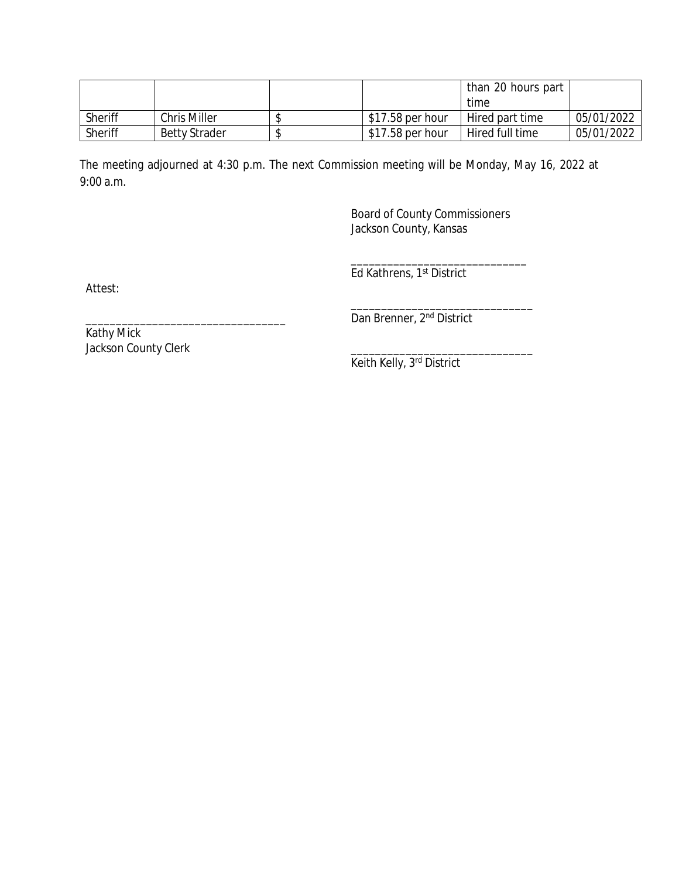| | | | | | |
|---|---|---|---|---|---|
| | | | | than 20 hours part time | |
| Sheriff | Chris Miller | $ | $17.58 per hour | Hired part time | 05/01/2022 |
| Sheriff | Betty Strader | $ | $17.58 per hour | Hired full time | 05/01/2022 |

The meeting adjourned at 4:30 p.m. The next Commission meeting will be Monday, May 16, 2022 at 9:00 a.m.

Board of County Commissioners
Jackson County, Kansas

_____________________________
Ed Kathrens, 1st District

_____________________________
Dan Brenner, 2nd District

_____________________________
Keith Kelly, 3rd District

Attest:

_________________________________
Kathy Mick
Jackson County Clerk